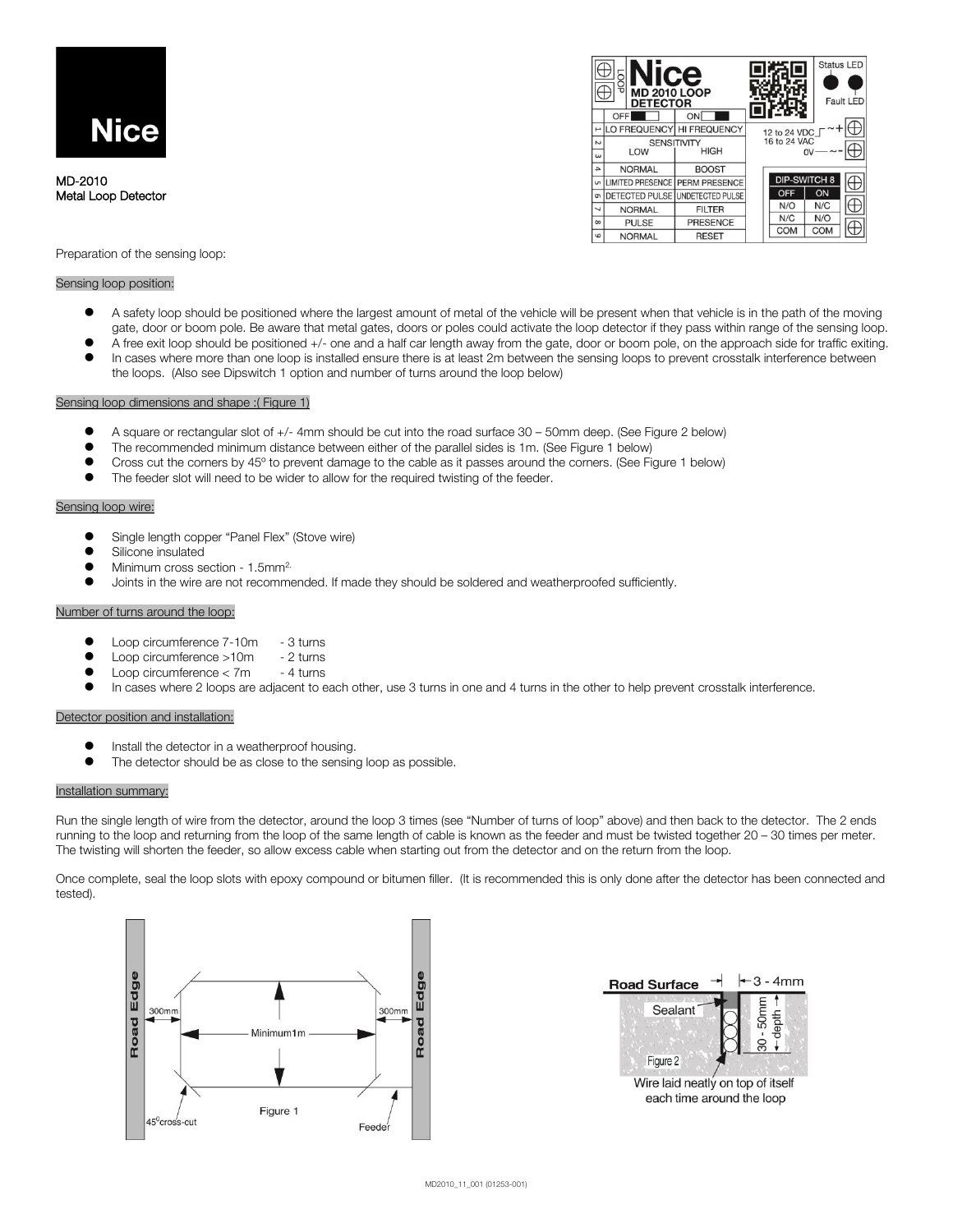Nice

**MD-2010**
**Metal Loop Detector**

| | OFF | ON |
|---|---|---|
| 1 | LO FREQUENCY | HI FREQUENCY |
| 2 | SENSITIVITY LOW | HIGH |
| 3 | | |
| 4 | NORMAL | BOOST |
| 5 | LIMITED PRESENCE | PERM PRESENCE |
| 6 | DETECTED PULSE | UNDETECTED PULSE |
| 7 | NORMAL | FILTER |
| 8 | PULSE | PRESENCE |
| 9 | NORMAL | RESET |

| DIP-SWITCH 8 | |
|---|---|
| OFF | ON |
| N/O | N/C |
| N/C | N/O |
| COM | COM |

Preparation of the sensing loop:

## Sensing loop position:

- A safety loop should be positioned where the largest amount of metal of the vehicle will be present when that vehicle is in the path of the moving gate, door or boom pole. Be aware that metal gates, doors or poles could activate the loop detector if they pass within range of the sensing loop.
- A free exit loop should be positioned +/- one and a half car length away from the gate, door or boom pole, on the approach side for traffic exiting.
- In cases where more than one loop is installed ensure there is at least 2m between the sensing loops to prevent crosstalk interference between the loops. (Also see Dipswitch 1 option and number of turns around the loop below)

## Sensing loop dimensions and shape :( Figure 1)

- A square or rectangular slot of +/- 4mm should be cut into the road surface 30 – 50mm deep. (See Figure 2 below)
- The recommended minimum distance between either of the parallel sides is 1m. (See Figure 1 below)
- Cross cut the corners by 45° to prevent damage to the cable as it passes around the corners. (See Figure 1 below)
- The feeder slot will need to be wider to allow for the required twisting of the feeder.

## Sensing loop wire:

- Single length copper "Panel Flex" (Stove wire)
- Silicone insulated
- Minimum cross section - 1.5mm$^2$.
- Joints in the wire are not recommended. If made they should be soldered and weatherproofed sufficiently.

## Number of turns around the loop:

- Loop circumference 7-10m - 3 turns
- Loop circumference >10m - 2 turns
- Loop circumference < 7m - 4 turns
- In cases where 2 loops are adjacent to each other, use 3 turns in one and 4 turns in the other to help prevent crosstalk interference.

## Detector position and installation:

- Install the detector in a weatherproof housing.
- The detector should be as close to the sensing loop as possible.

## Installation summary:

Run the single length of wire from the detector, around the loop 3 times (see "Number of turns of loop" above) and then back to the detector. The 2 ends running to the loop and returning from the loop of the same length of cable is known as the feeder and must be twisted together 20 – 30 times per meter. The twisting will shorten the feeder, so allow excess cable when starting out from the detector and on the return from the loop.

Once complete, seal the loop slots with epoxy compound or bitumen filler. (It is recommended this is only done after the detector has been connected and tested).

Figure 1

Figure 2

Wire laid neatly on top of itself each time around the loop

MD2010_11_001 (01253-001)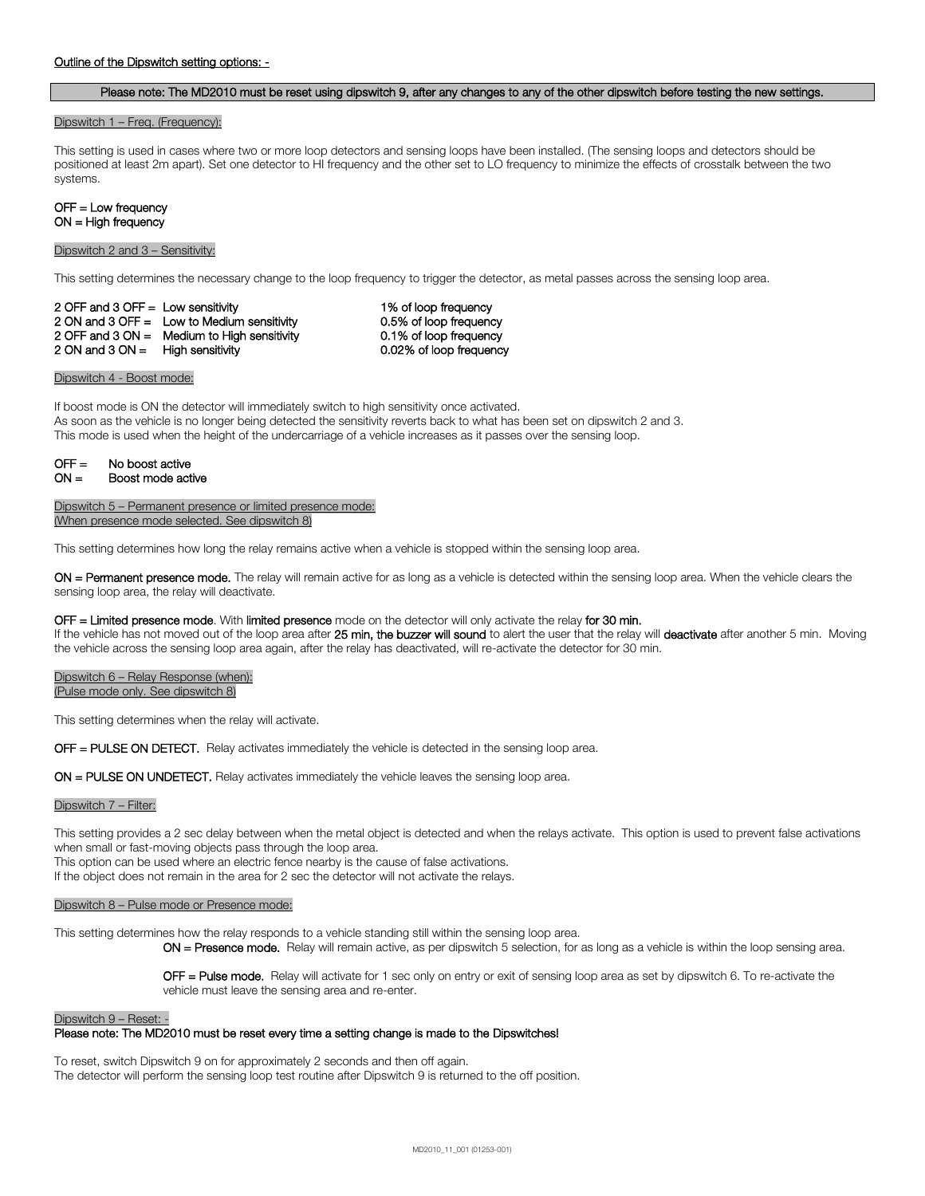## Outline of the Dipswitch setting options: -

**Please note: The MD2010 must be reset using dipswitch 9, after any changes to any of the other dipswitch before testing the new settings.**

### Dipswitch 1 – Freq. (Frequency):

This setting is used in cases where two or more loop detectors and sensing loops have been installed. (The sensing loops and detectors should be positioned at least 2m apart). Set one detector to HI frequency and the other set to LO frequency to minimize the effects of crosstalk between the two systems.

**OFF = Low frequency**
**ON = High frequency**

### Dipswitch 2 and 3 – Sensitivity:

This setting determines the necessary change to the loop frequency to trigger the detector, as metal passes across the sensing loop area.

| Setting | Sensitivity | Change |
|---|---|---|
| 2 OFF and 3 OFF = | Low sensitivity | 1% of loop frequency |
| 2 ON and 3 OFF = | Low to Medium sensitivity | 0.5% of loop frequency |
| 2 OFF and 3 ON = | Medium to High sensitivity | 0.1% of loop frequency |
| 2 ON and 3 ON = | High sensitivity | 0.02% of loop frequency |

### Dipswitch 4 - Boost mode:

If boost mode is ON the detector will immediately switch to high sensitivity once activated.
As soon as the vehicle is no longer being detected the sensitivity reverts back to what has been set on dipswitch 2 and 3.
This mode is used when the height of the undercarriage of a vehicle increases as it passes over the sensing loop.

**OFF = No boost active**
**ON = Boost mode active**

### Dipswitch 5 – Permanent presence or limited presence mode:
(When presence mode selected. See dipswitch 8)

This setting determines how long the relay remains active when a vehicle is stopped within the sensing loop area.

**ON = Permanent presence mode.** The relay will remain active for as long as a vehicle is detected within the sensing loop area. When the vehicle clears the sensing loop area, the relay will deactivate.

**OFF = Limited presence mode**. With **limited presence** mode on the detector will only activate the relay **for 30 min.**
If the vehicle has not moved out of the loop area after **25 min, the buzzer will sound** to alert the user that the relay will **deactivate** after another 5 min. Moving the vehicle across the sensing loop area again, after the relay has deactivated, will re-activate the detector for 30 min.

### Dipswitch 6 – Relay Response (when):
(Pulse mode only. See dipswitch 8)

This setting determines when the relay will activate.

**OFF = PULSE ON DETECT.** Relay activates immediately the vehicle is detected in the sensing loop area.

**ON = PULSE ON UNDETECT.** Relay activates immediately the vehicle leaves the sensing loop area.

### Dipswitch 7 – Filter:

This setting provides a 2 sec delay between when the metal object is detected and when the relays activate. This option is used to prevent false activations when small or fast-moving objects pass through the loop area.
This option can be used where an electric fence nearby is the cause of false activations.
If the object does not remain in the area for 2 sec the detector will not activate the relays.

### Dipswitch 8 – Pulse mode or Presence mode:

This setting determines how the relay responds to a vehicle standing still within the sensing loop area.

**ON = Presence mode.** Relay will remain active, as per dipswitch 5 selection, for as long as a vehicle is within the loop sensing area.

**OFF = Pulse mode.** Relay will activate for 1 sec only on entry or exit of sensing loop area as set by dipswitch 6. To re-activate the vehicle must leave the sensing area and re-enter.

### Dipswitch 9 – Reset: -

**Please note: The MD2010 must be reset every time a setting change is made to the Dipswitches!**

To reset, switch Dipswitch 9 on for approximately 2 seconds and then off again.
The detector will perform the sensing loop test routine after Dipswitch 9 is returned to the off position.

MD2010_11_001 (01253-001)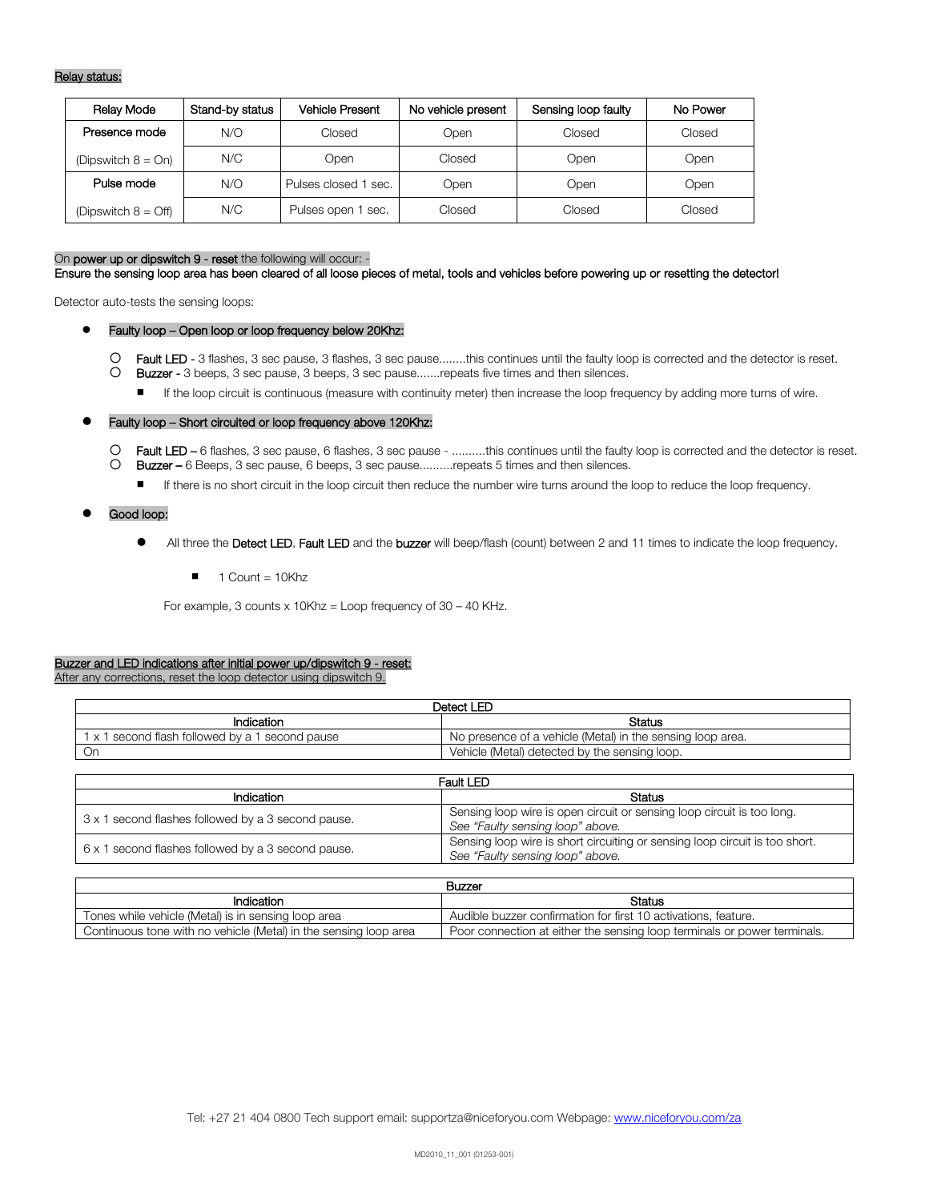Relay status:

| Relay Mode | Stand-by status | Vehicle Present | No vehicle present | Sensing loop faulty | No Power |
|---|---|---|---|---|---|
| Presence mode | N/O | Closed | Open | Closed | Closed |
| (Dipswitch 8 = On) | N/C | Open | Closed | Open | Open |
| Pulse mode | N/O | Pulses closed 1 sec. | Open | Open | Open |
| (Dipswitch 8 = Off) | N/C | Pulses open 1 sec. | Closed | Closed | Closed |

On **power up or dipswitch 9 - reset** the following will occur: -

**Ensure the sensing loop area has been cleared of all loose pieces of metal, tools and vehicles before powering up or resetting the detector!**

Detector auto-tests the sensing loops:

- Faulty loop – Open loop or loop frequency below 20Khz:
  - **Fault LED** - 3 flashes, 3 sec pause, 3 flashes, 3 sec pause........this continues until the faulty loop is corrected and the detector is reset.
  - **Buzzer** - 3 beeps, 3 sec pause, 3 beeps, 3 sec pause.......repeats five times and then silences.
    - If the loop circuit is continuous (measure with continuity meter) then increase the loop frequency by adding more turns of wire.
- Faulty loop – Short circuited or loop frequency above 120Khz:
  - **Fault LED** – 6 flashes, 3 sec pause, 6 flashes, 3 sec pause - ..........this continues until the faulty loop is corrected and the detector is reset.
  - **Buzzer** – 6 Beeps, 3 sec pause, 6 beeps, 3 sec pause..........repeats 5 times and then silences.
    - If there is no short circuit in the loop circuit then reduce the number wire turns around the loop to reduce the loop frequency.
- Good loop:
  - All three the **Detect LED**, **Fault LED** and the **buzzer** will beep/flash (count) between 2 and 11 times to indicate the loop frequency.
    - 1 Count = 10Khz

    For example, 3 counts x 10Khz = Loop frequency of 30 – 40 KHz.

Buzzer and LED indications after initial power up/dipswitch 9 - reset:

After any corrections, reset the loop detector using dipswitch 9.

| Detect LED | |
|---|---|
| **Indication** | **Status** |
| 1 x 1 second flash followed by a 1 second pause | No presence of a vehicle (Metal) in the sensing loop area. |
| On | Vehicle (Metal) detected by the sensing loop. |

| Fault LED | |
|---|---|
| **Indication** | **Status** |
| 3 x 1 second flashes followed by a 3 second pause. | Sensing loop wire is open circuit or sensing loop circuit is too long. *See "Faulty sensing loop" above.* |
| 6 x 1 second flashes followed by a 3 second pause. | Sensing loop wire is short circuiting or sensing loop circuit is too short. *See "Faulty sensing loop" above.* |

| Buzzer | |
|---|---|
| **Indication** | **Status** |
| Tones while vehicle (Metal) is in sensing loop area | Audible buzzer confirmation for first 10 activations, feature. |
| Continuous tone with no vehicle (Metal) in the sensing loop area | Poor connection at either the sensing loop terminals or power terminals. |

Tel: +27 21 404 0800 Tech support email: supportza@niceforyou.com Webpage: www.niceforyou.com/za

MD2010_11_001 (01253-001)